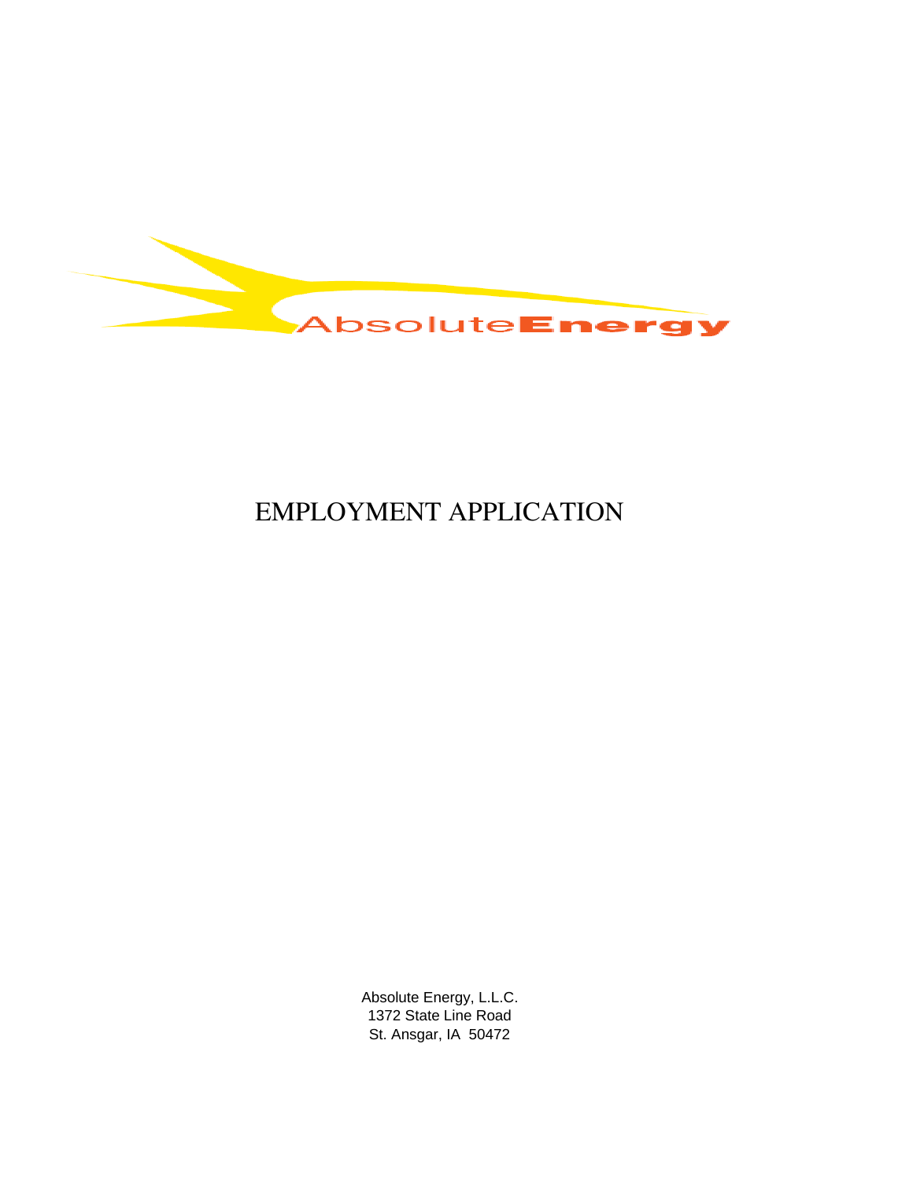AbsoluteEnergy

# EMPLOYMENT APPLICATION

Absolute Energy, L.L.C.
1372 State Line Road
St. Ansgar, IA 50472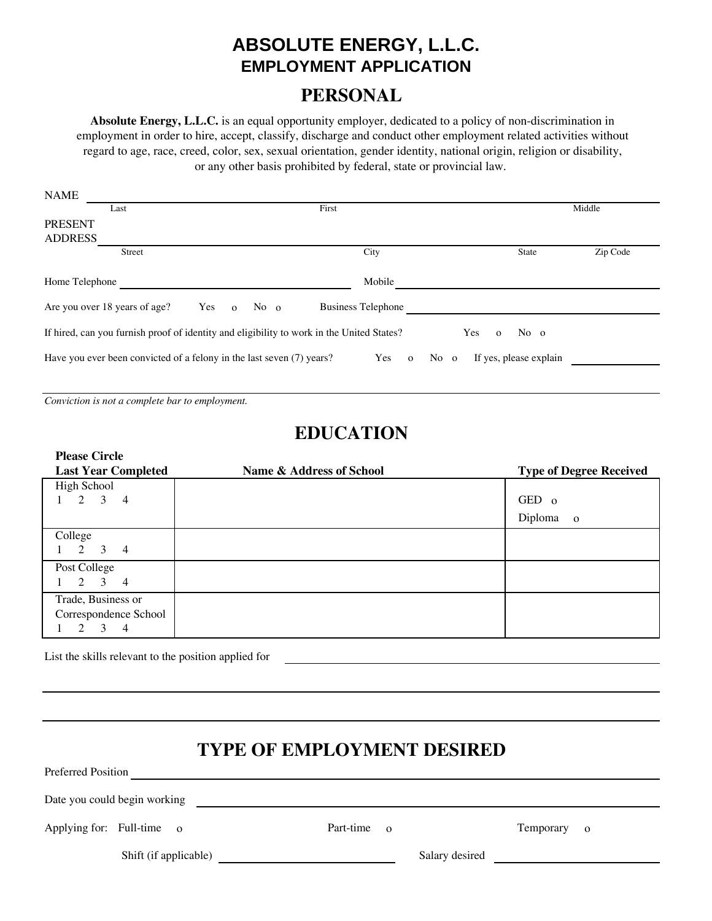# ABSOLUTE ENERGY, L.L.C.
## EMPLOYMENT APPLICATION

## PERSONAL

**Absolute Energy, L.L.C.** is an equal opportunity employer, dedicated to a policy of non-discrimination in employment in order to hire, accept, classify, discharge and conduct other employment related activities without regard to age, race, creed, color, sex, sexual orientation, gender identity, national origin, religion or disability, or any other basis prohibited by federal, state or provincial law.

NAME ______________________________________________
Last First Middle

PRESENT ADDRESS ______________________________________________
Street City State Zip Code

Home Telephone ____________________ Mobile ____________________

Are you over 18 years of age? Yes o No o Business Telephone ____________________

If hired, can you furnish proof of identity and eligibility to work in the United States? Yes o No o

Have you ever been convicted of a felony in the last seven (7) years? Yes o No o If yes, please explain ____________________

______________________________________________

*Conviction is not a complete bar to employment.*

## EDUCATION

| Please Circle Last Year Completed | Name & Address of School | Type of Degree Received |
|---|---|---|
| High School 1 2 3 4 | | GED o Diploma o |
| College 1 2 3 4 | | |
| Post College 1 2 3 4 | | |
| Trade, Business or Correspondence School 1 2 3 4 | | |

List the skills relevant to the position applied for ______________________________________________

______________________________________________

______________________________________________

## TYPE OF EMPLOYMENT DESIRED

Preferred Position ______________________________________________

Date you could begin working ______________________________________________

Applying for: Full-time o Part-time o Temporary o

Shift (if applicable) ____________________ Salary desired ____________________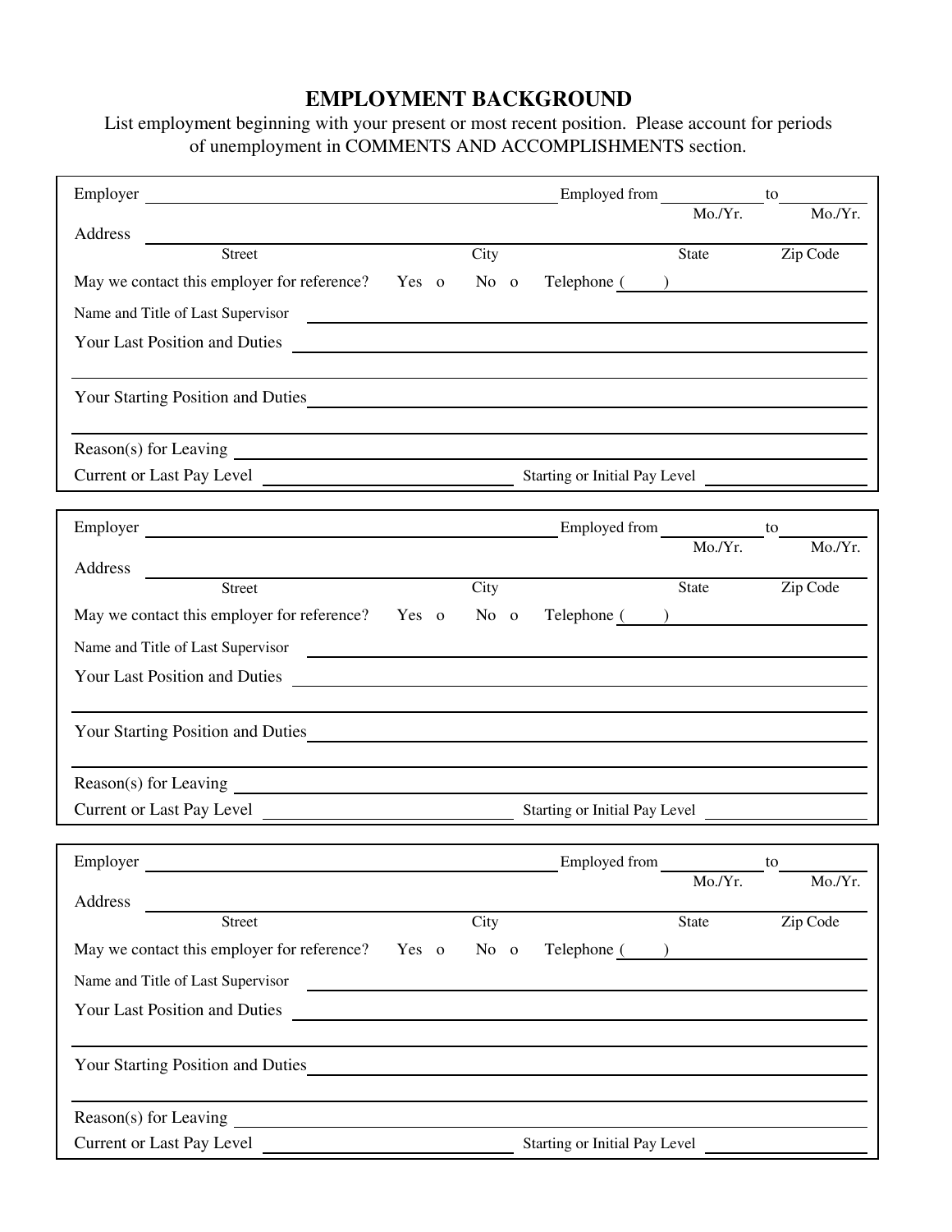# EMPLOYMENT BACKGROUND

List employment beginning with your present or most recent position. Please account for periods of unemployment in COMMENTS AND ACCOMPLISHMENTS section.

---

Employer \_\_\_\_\_\_\_\_\_\_\_\_\_\_\_\_\_\_\_\_\_\_\_\_\_\_\_\_ Employed from \_\_\_\_\_\_\_\_ to \_\_\_\_\_\_\_\_
Mo./Yr. Mo./Yr.

Address \_\_\_\_\_\_\_\_\_\_\_\_\_\_\_\_\_\_\_\_\_\_\_\_\_\_\_\_\_\_\_\_\_\_\_\_\_\_\_\_\_\_\_\_\_\_\_\_\_\_\_\_\_\_
Street City State Zip Code

May we contact this employer for reference? Yes o No o Telephone ( ) \_\_\_\_\_\_\_\_\_\_\_\_

Name and Title of Last Supervisor \_\_\_\_\_\_\_\_\_\_\_\_\_\_\_\_\_\_\_\_\_\_\_\_\_\_\_\_\_\_\_\_\_\_\_\_

Your Last Position and Duties \_\_\_\_\_\_\_\_\_\_\_\_\_\_\_\_\_\_\_\_\_\_\_\_\_\_\_\_\_\_\_\_\_\_\_\_\_\_\_

Your Starting Position and Duties \_\_\_\_\_\_\_\_\_\_\_\_\_\_\_\_\_\_\_\_\_\_\_\_\_\_\_\_\_\_\_\_\_\_\_\_

Reason(s) for Leaving \_\_\_\_\_\_\_\_\_\_\_\_\_\_\_\_\_\_\_\_\_\_\_\_\_\_\_\_\_\_\_\_\_\_\_\_\_\_\_\_\_\_\_\_\_

Current or Last Pay Level \_\_\_\_\_\_\_\_\_\_\_\_\_\_\_\_ Starting or Initial Pay Level \_\_\_\_\_\_\_\_\_\_\_\_

---

Employer \_\_\_\_\_\_\_\_\_\_\_\_\_\_\_\_\_\_\_\_\_\_\_\_\_\_\_\_ Employed from \_\_\_\_\_\_\_\_ to \_\_\_\_\_\_\_\_
Mo./Yr. Mo./Yr.

Address \_\_\_\_\_\_\_\_\_\_\_\_\_\_\_\_\_\_\_\_\_\_\_\_\_\_\_\_\_\_\_\_\_\_\_\_\_\_\_\_\_\_\_\_\_\_\_\_\_\_\_\_\_\_
Street City State Zip Code

May we contact this employer for reference? Yes o No o Telephone ( ) \_\_\_\_\_\_\_\_\_\_\_\_

Name and Title of Last Supervisor \_\_\_\_\_\_\_\_\_\_\_\_\_\_\_\_\_\_\_\_\_\_\_\_\_\_\_\_\_\_\_\_\_\_\_\_

Your Last Position and Duties \_\_\_\_\_\_\_\_\_\_\_\_\_\_\_\_\_\_\_\_\_\_\_\_\_\_\_\_\_\_\_\_\_\_\_\_\_\_\_

Your Starting Position and Duties \_\_\_\_\_\_\_\_\_\_\_\_\_\_\_\_\_\_\_\_\_\_\_\_\_\_\_\_\_\_\_\_\_\_\_\_

Reason(s) for Leaving \_\_\_\_\_\_\_\_\_\_\_\_\_\_\_\_\_\_\_\_\_\_\_\_\_\_\_\_\_\_\_\_\_\_\_\_\_\_\_\_\_\_\_\_\_

Current or Last Pay Level \_\_\_\_\_\_\_\_\_\_\_\_\_\_\_\_ Starting or Initial Pay Level \_\_\_\_\_\_\_\_\_\_\_\_

---

Employer \_\_\_\_\_\_\_\_\_\_\_\_\_\_\_\_\_\_\_\_\_\_\_\_\_\_\_\_ Employed from \_\_\_\_\_\_\_\_ to \_\_\_\_\_\_\_\_
Mo./Yr. Mo./Yr.

Address \_\_\_\_\_\_\_\_\_\_\_\_\_\_\_\_\_\_\_\_\_\_\_\_\_\_\_\_\_\_\_\_\_\_\_\_\_\_\_\_\_\_\_\_\_\_\_\_\_\_\_\_\_\_
Street City State Zip Code

May we contact this employer for reference? Yes o No o Telephone ( ) \_\_\_\_\_\_\_\_\_\_\_\_

Name and Title of Last Supervisor \_\_\_\_\_\_\_\_\_\_\_\_\_\_\_\_\_\_\_\_\_\_\_\_\_\_\_\_\_\_\_\_\_\_\_\_

Your Last Position and Duties \_\_\_\_\_\_\_\_\_\_\_\_\_\_\_\_\_\_\_\_\_\_\_\_\_\_\_\_\_\_\_\_\_\_\_\_\_\_\_

Your Starting Position and Duties \_\_\_\_\_\_\_\_\_\_\_\_\_\_\_\_\_\_\_\_\_\_\_\_\_\_\_\_\_\_\_\_\_\_\_\_

Reason(s) for Leaving \_\_\_\_\_\_\_\_\_\_\_\_\_\_\_\_\_\_\_\_\_\_\_\_\_\_\_\_\_\_\_\_\_\_\_\_\_\_\_\_\_\_\_\_\_

Current or Last Pay Level \_\_\_\_\_\_\_\_\_\_\_\_\_\_\_\_ Starting or Initial Pay Level \_\_\_\_\_\_\_\_\_\_\_\_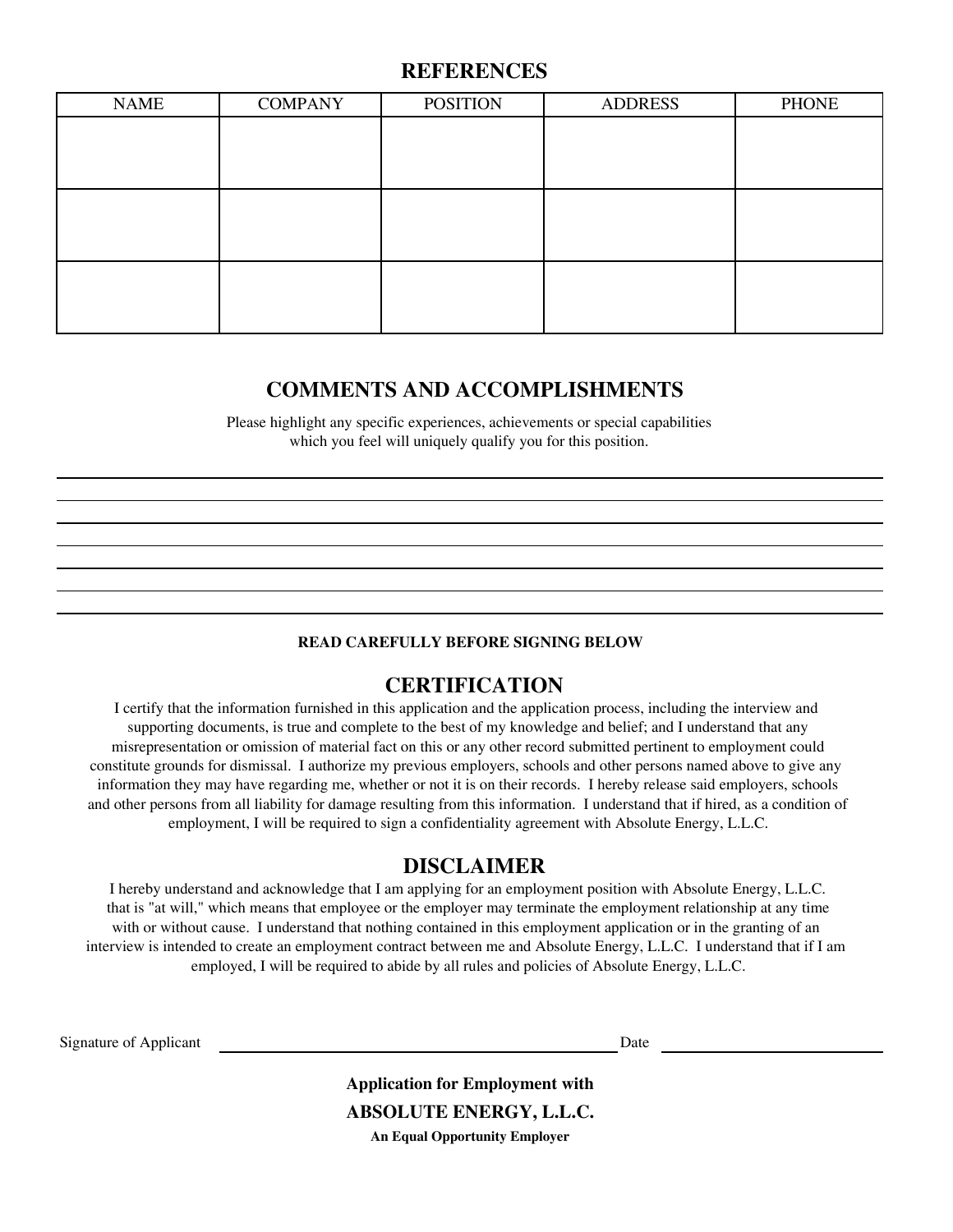## REFERENCES

| NAME | COMPANY | POSITION | ADDRESS | PHONE |
|---|---|---|---|---|
| | | | | |
| | | | | |
| | | | | |

## COMMENTS AND ACCOMPLISHMENTS

Please highlight any specific experiences, achievements or special capabilities which you feel will uniquely qualify you for this position.

_______________________________________________

_______________________________________________

_______________________________________________

_______________________________________________

_______________________________________________

_______________________________________________

_______________________________________________

**READ CAREFULLY BEFORE SIGNING BELOW**

## CERTIFICATION

I certify that the information furnished in this application and the application process, including the interview and supporting documents, is true and complete to the best of my knowledge and belief; and I understand that any misrepresentation or omission of material fact on this or any other record submitted pertinent to employment could constitute grounds for dismissal. I authorize my previous employers, schools and other persons named above to give any information they may have regarding me, whether or not it is on their records. I hereby release said employers, schools and other persons from all liability for damage resulting from this information. I understand that if hired, as a condition of employment, I will be required to sign a confidentiality agreement with Absolute Energy, L.L.C.

## DISCLAIMER

I hereby understand and acknowledge that I am applying for an employment position with Absolute Energy, L.L.C. that is "at will," which means that employee or the employer may terminate the employment relationship at any time with or without cause. I understand that nothing contained in this employment application or in the granting of an interview is intended to create an employment contract between me and Absolute Energy, L.L.C. I understand that if I am employed, I will be required to abide by all rules and policies of Absolute Energy, L.L.C.

Signature of Applicant ______________________________ Date ______________

**Application for Employment with**

**ABSOLUTE ENERGY, L.L.C.**

**An Equal Opportunity Employer**